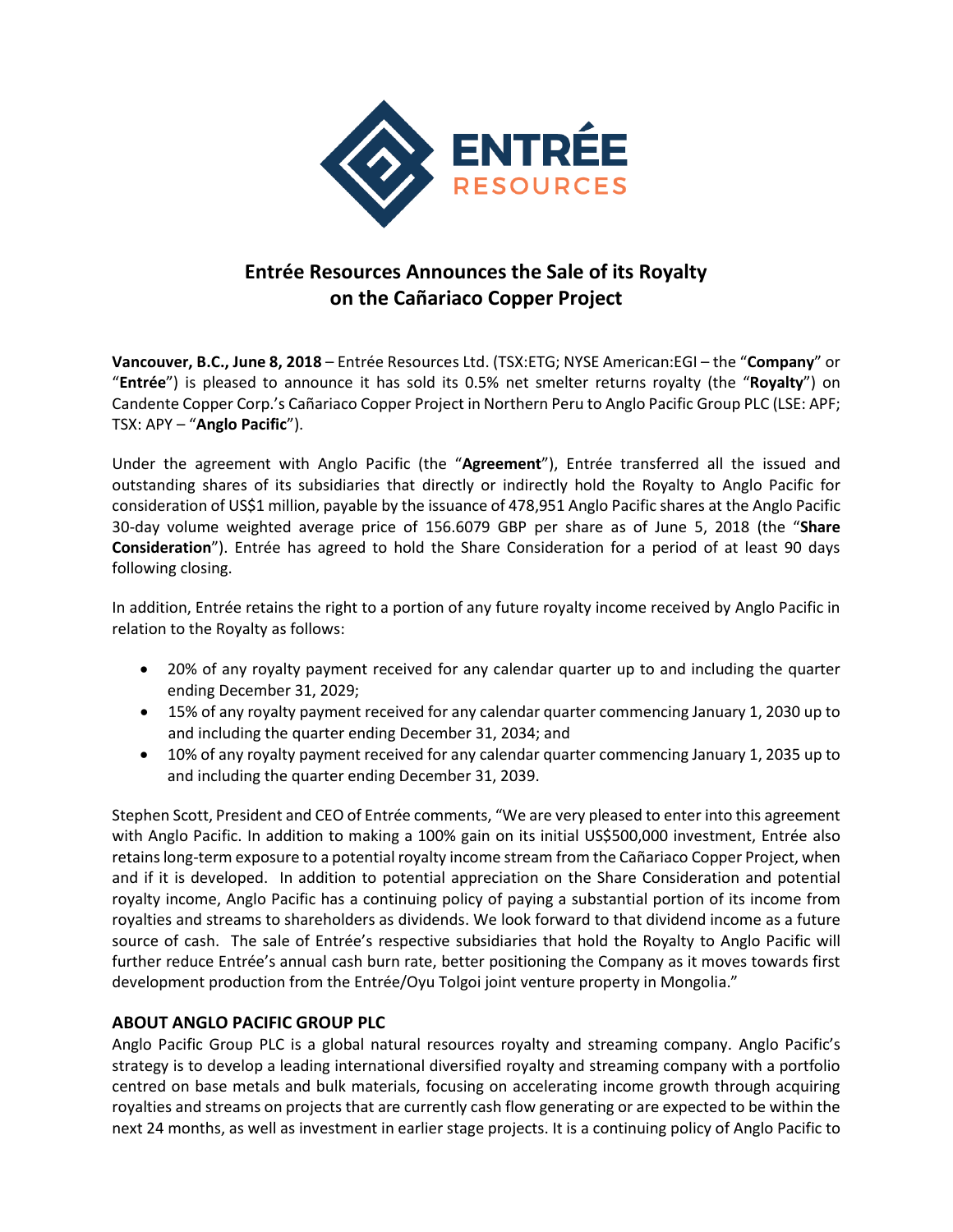# Entrée Resources Announces the Sale of its Royalty on the Cañariaco Copper Project

**Vancouver, B.C., June 8, 2018** – Entrée Resources Ltd. (TSX:ETG; NYSE American:EGI – the "**Company**" or "**Entrée**") is pleased to announce it has sold its 0.5% net smelter returns royalty (the "**Royalty**") on Candente Copper Corp.'s Cañariaco Copper Project in Northern Peru to Anglo Pacific Group PLC (LSE: APF; TSX: APY – "**Anglo Pacific**").

Under the agreement with Anglo Pacific (the "**Agreement**"), Entrée transferred all the issued and outstanding shares of its subsidiaries that directly or indirectly hold the Royalty to Anglo Pacific for consideration of US$1 million, payable by the issuance of 478,951 Anglo Pacific shares at the Anglo Pacific 30-day volume weighted average price of 156.6079 GBP per share as of June 5, 2018 (the "**Share Consideration**"). Entrée has agreed to hold the Share Consideration for a period of at least 90 days following closing.

In addition, Entrée retains the right to a portion of any future royalty income received by Anglo Pacific in relation to the Royalty as follows:

- 20% of any royalty payment received for any calendar quarter up to and including the quarter ending December 31, 2029;
- 15% of any royalty payment received for any calendar quarter commencing January 1, 2030 up to and including the quarter ending December 31, 2034; and
- 10% of any royalty payment received for any calendar quarter commencing January 1, 2035 up to and including the quarter ending December 31, 2039.

Stephen Scott, President and CEO of Entrée comments, "We are very pleased to enter into this agreement with Anglo Pacific. In addition to making a 100% gain on its initial US$500,000 investment, Entrée also retains long-term exposure to a potential royalty income stream from the Cañariaco Copper Project, when and if it is developed. In addition to potential appreciation on the Share Consideration and potential royalty income, Anglo Pacific has a continuing policy of paying a substantial portion of its income from royalties and streams to shareholders as dividends. We look forward to that dividend income as a future source of cash. The sale of Entrée's respective subsidiaries that hold the Royalty to Anglo Pacific will further reduce Entrée's annual cash burn rate, better positioning the Company as it moves towards first development production from the Entrée/Oyu Tolgoi joint venture property in Mongolia."

## ABOUT ANGLO PACIFIC GROUP PLC

Anglo Pacific Group PLC is a global natural resources royalty and streaming company. Anglo Pacific's strategy is to develop a leading international diversified royalty and streaming company with a portfolio centred on base metals and bulk materials, focusing on accelerating income growth through acquiring royalties and streams on projects that are currently cash flow generating or are expected to be within the next 24 months, as well as investment in earlier stage projects. It is a continuing policy of Anglo Pacific to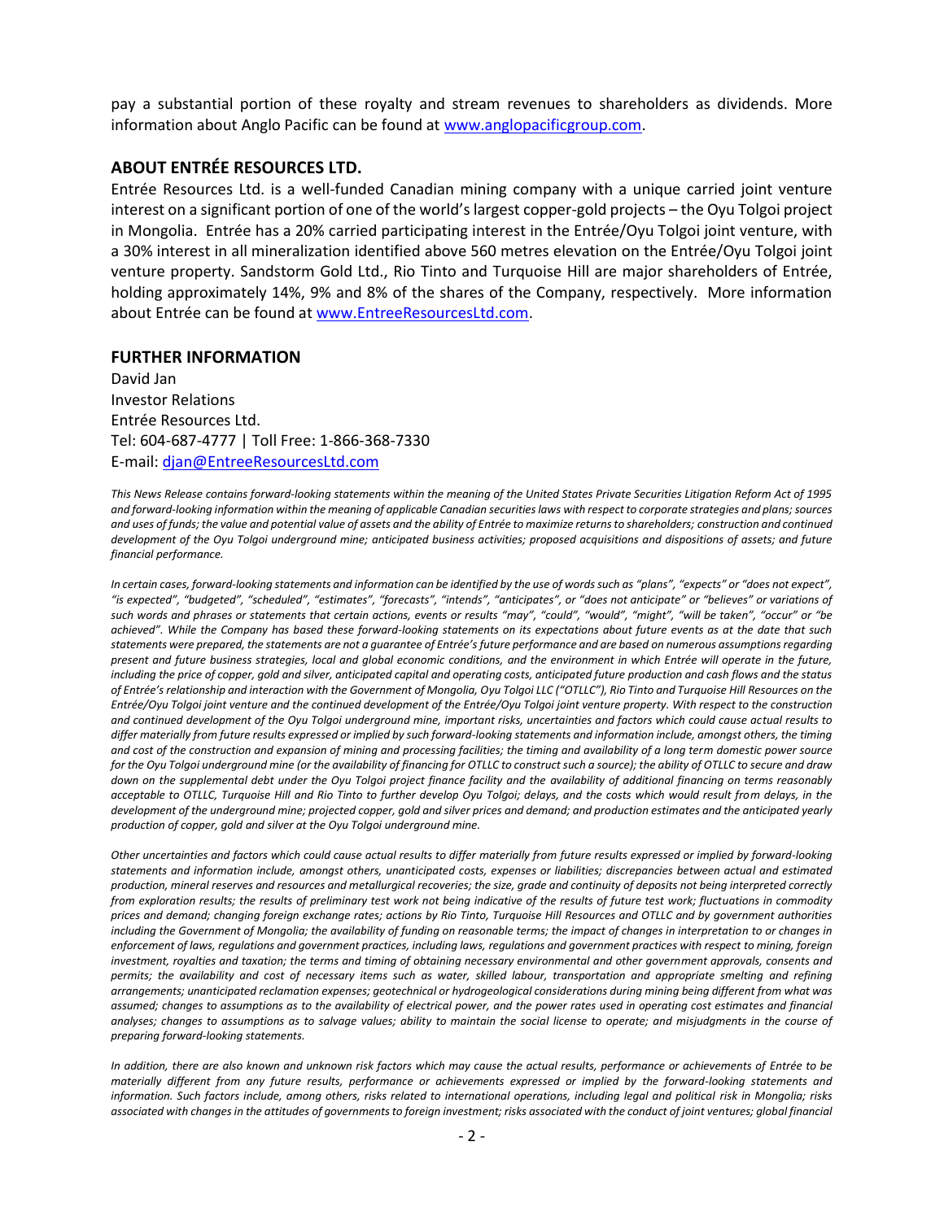pay a substantial portion of these royalty and stream revenues to shareholders as dividends. More information about Anglo Pacific can be found at [www.anglopacificgroup.com](www.anglopacificgroup.com).

## ABOUT ENTRÉE RESOURCES LTD.

Entrée Resources Ltd. is a well-funded Canadian mining company with a unique carried joint venture interest on a significant portion of one of the world's largest copper-gold projects – the Oyu Tolgoi project in Mongolia. Entrée has a 20% carried participating interest in the Entrée/Oyu Tolgoi joint venture, with a 30% interest in all mineralization identified above 560 metres elevation on the Entrée/Oyu Tolgoi joint venture property. Sandstorm Gold Ltd., Rio Tinto and Turquoise Hill are major shareholders of Entrée, holding approximately 14%, 9% and 8% of the shares of the Company, respectively. More information about Entrée can be found at [www.EntreeResourcesLtd.com](www.EntreeResourcesLtd.com).

## FURTHER INFORMATION

David Jan
Investor Relations
Entrée Resources Ltd.
Tel: 604-687-4777 | Toll Free: 1-866-368-7330
E-mail: [djan@EntreeResourcesLtd.com](mailto:djan@EntreeResourcesLtd.com)

*This News Release contains forward-looking statements within the meaning of the United States Private Securities Litigation Reform Act of 1995 and forward-looking information within the meaning of applicable Canadian securities laws with respect to corporate strategies and plans; sources and uses of funds; the value and potential value of assets and the ability of Entrée to maximize returns to shareholders; construction and continued development of the Oyu Tolgoi underground mine; anticipated business activities; proposed acquisitions and dispositions of assets; and future financial performance.*

*In certain cases, forward-looking statements and information can be identified by the use of words such as "plans", "expects" or "does not expect", "is expected", "budgeted", "scheduled", "estimates", "forecasts", "intends", "anticipates", or "does not anticipate" or "believes" or variations of such words and phrases or statements that certain actions, events or results "may", "could", "would", "might", "will be taken", "occur" or "be achieved". While the Company has based these forward-looking statements on its expectations about future events as at the date that such statements were prepared, the statements are not a guarantee of Entrée's future performance and are based on numerous assumptions regarding present and future business strategies, local and global economic conditions, and the environment in which Entrée will operate in the future, including the price of copper, gold and silver, anticipated capital and operating costs, anticipated future production and cash flows and the status of Entrée's relationship and interaction with the Government of Mongolia, Oyu Tolgoi LLC ("OTLLC"), Rio Tinto and Turquoise Hill Resources on the Entrée/Oyu Tolgoi joint venture and the continued development of the Entrée/Oyu Tolgoi joint venture property. With respect to the construction and continued development of the Oyu Tolgoi underground mine, important risks, uncertainties and factors which could cause actual results to differ materially from future results expressed or implied by such forward-looking statements and information include, amongst others, the timing and cost of the construction and expansion of mining and processing facilities; the timing and availability of a long term domestic power source for the Oyu Tolgoi underground mine (or the availability of financing for OTLLC to construct such a source); the ability of OTLLC to secure and draw down on the supplemental debt under the Oyu Tolgoi project finance facility and the availability of additional financing on terms reasonably acceptable to OTLLC, Turquoise Hill and Rio Tinto to further develop Oyu Tolgoi; delays, and the costs which would result from delays, in the development of the underground mine; projected copper, gold and silver prices and demand; and production estimates and the anticipated yearly production of copper, gold and silver at the Oyu Tolgoi underground mine.*

*Other uncertainties and factors which could cause actual results to differ materially from future results expressed or implied by forward-looking statements and information include, amongst others, unanticipated costs, expenses or liabilities; discrepancies between actual and estimated production, mineral reserves and resources and metallurgical recoveries; the size, grade and continuity of deposits not being interpreted correctly from exploration results; the results of preliminary test work not being indicative of the results of future test work; fluctuations in commodity prices and demand; changing foreign exchange rates; actions by Rio Tinto, Turquoise Hill Resources and OTLLC and by government authorities including the Government of Mongolia; the availability of funding on reasonable terms; the impact of changes in interpretation to or changes in enforcement of laws, regulations and government practices, including laws, regulations and government practices with respect to mining, foreign investment, royalties and taxation; the terms and timing of obtaining necessary environmental and other government approvals, consents and permits; the availability and cost of necessary items such as water, skilled labour, transportation and appropriate smelting and refining arrangements; unanticipated reclamation expenses; geotechnical or hydrogeological considerations during mining being different from what was assumed; changes to assumptions as to the availability of electrical power, and the power rates used in operating cost estimates and financial analyses; changes to assumptions as to salvage values; ability to maintain the social license to operate; and misjudgments in the course of preparing forward-looking statements.*

*In addition, there are also known and unknown risk factors which may cause the actual results, performance or achievements of Entrée to be materially different from any future results, performance or achievements expressed or implied by the forward-looking statements and information. Such factors include, among others, risks related to international operations, including legal and political risk in Mongolia; risks associated with changes in the attitudes of governments to foreign investment; risks associated with the conduct of joint ventures; global financial*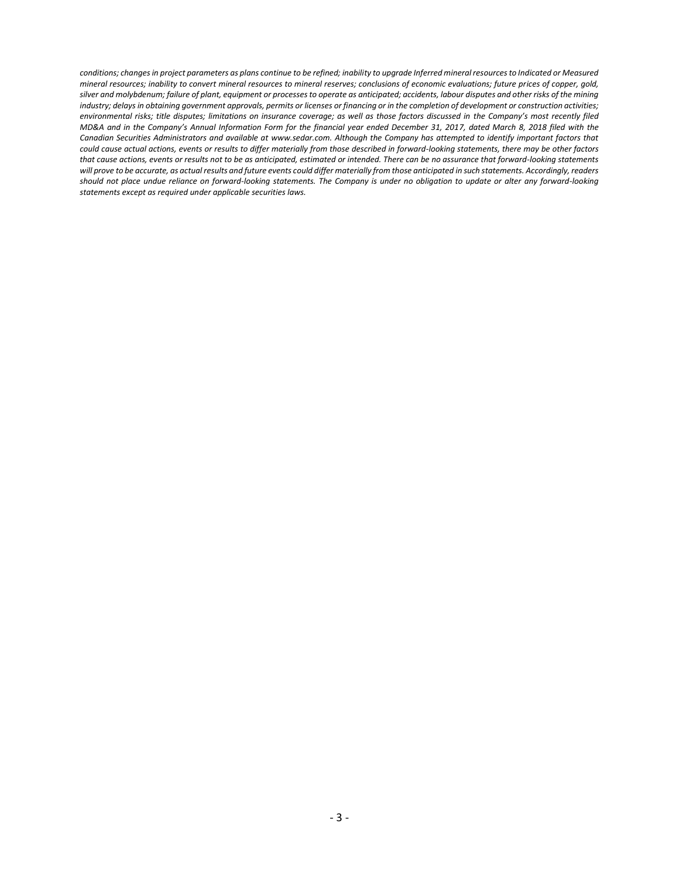*conditions; changes in project parameters as plans continue to be refined; inability to upgrade Inferred mineral resources to Indicated or Measured mineral resources; inability to convert mineral resources to mineral reserves; conclusions of economic evaluations; future prices of copper, gold, silver and molybdenum; failure of plant, equipment or processes to operate as anticipated; accidents, labour disputes and other risks of the mining industry; delays in obtaining government approvals, permits or licenses or financing or in the completion of development or construction activities; environmental risks; title disputes; limitations on insurance coverage; as well as those factors discussed in the Company's most recently filed MD&A and in the Company's Annual Information Form for the financial year ended December 31, 2017, dated March 8, 2018 filed with the Canadian Securities Administrators and available at www.sedar.com. Although the Company has attempted to identify important factors that could cause actual actions, events or results to differ materially from those described in forward-looking statements, there may be other factors that cause actions, events or results not to be as anticipated, estimated or intended. There can be no assurance that forward-looking statements will prove to be accurate, as actual results and future events could differ materially from those anticipated in such statements. Accordingly, readers should not place undue reliance on forward-looking statements. The Company is under no obligation to update or alter any forward-looking statements except as required under applicable securities laws.*